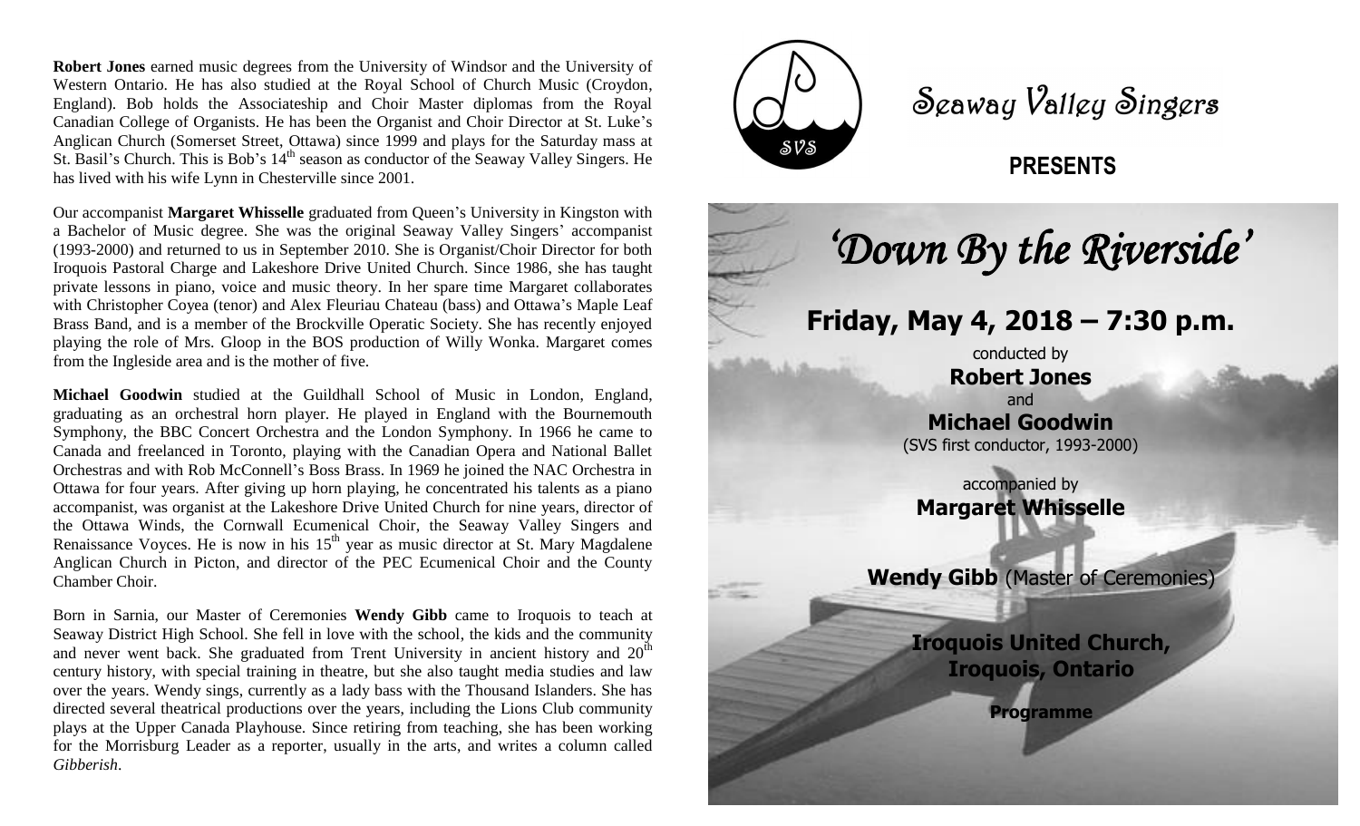**Robert Jones** earned music degrees from the University of Windsor and the University of Western Ontario. He has also studied at the Royal School of Church Music (Croydon, England). Bob holds the Associateship and Choir Master diplomas from the Royal Canadian College of Organists. He has been the Organist and Choir Director at St. Luke's Anglican Church (Somerset Street, Ottawa) since 1999 and plays for the Saturday mass at St. Basil's Church. This is Bob's 14th season as conductor of the Seaway Valley Singers. He has lived with his wife Lynn in Chesterville since 2001.

Our accompanist **Margaret Whisselle** graduated from Queen's University in Kingston with a Bachelor of Music degree. She was the original Seaway Valley Singers' accompanist (1993-2000) and returned to us in September 2010. She is Organist/Choir Director for both Iroquois Pastoral Charge and Lakeshore Drive United Church. Since 1986, she has taught private lessons in piano, voice and music theory. In her spare time Margaret collaborates with Christopher Coyea (tenor) and Alex Fleuriau Chateau (bass) and Ottawa's Maple Leaf Brass Band, and is a member of the Brockville Operatic Society. She has recently enjoyed playing the role of Mrs. Gloop in the BOS production of Willy Wonka. Margaret comes from the Ingleside area and is the mother of five.

**Michael Goodwin** studied at the Guildhall School of Music in London, England, graduating as an orchestral horn player. He played in England with the Bournemouth Symphony, the BBC Concert Orchestra and the London Symphony. In 1966 he came to Canada and freelanced in Toronto, playing with the Canadian Opera and National Ballet Orchestras and with Rob McConnell's Boss Brass. In 1969 he joined the NAC Orchestra in Ottawa for four years. After giving up horn playing, he concentrated his talents as a piano accompanist, was organist at the Lakeshore Drive United Church for nine years, director of the Ottawa Winds, the Cornwall Ecumenical Choir, the Seaway Valley Singers and Renaissance Voyces. He is now in his 15th year as music director at St. Mary Magdalene Anglican Church in Picton, and director of the PEC Ecumenical Choir and the County Chamber Choir.

Born in Sarnia, our Master of Ceremonies **Wendy Gibb** came to Iroquois to teach at Seaway District High School. She fell in love with the school, the kids and the community and never went back. She graduated from Trent University in ancient history and 20th century history, with special training in theatre, but she also taught media studies and law over the years. Wendy sings, currently as a lady bass with the Thousand Islanders. She has directed several theatrical productions over the years, including the Lions Club community plays at the Upper Canada Playhouse. Since retiring from teaching, she has been working for the Morrisburg Leader as a reporter, usually in the arts, and writes a column called *Gibberish*.

SVS

# Seaway Valley Singers

## PRESENTS

# *'Down By the Riverside'*

## Friday, May 4, 2018 – 7:30 p.m.

conducted by

**Robert Jones**

and

**Michael Goodwin**

(SVS first conductor, 1993-2000)

accompanied by

**Margaret Whisselle**

**Wendy Gibb** (Master of Ceremonies)

**Iroquois United Church,**
**Iroquois, Ontario**

**Programme**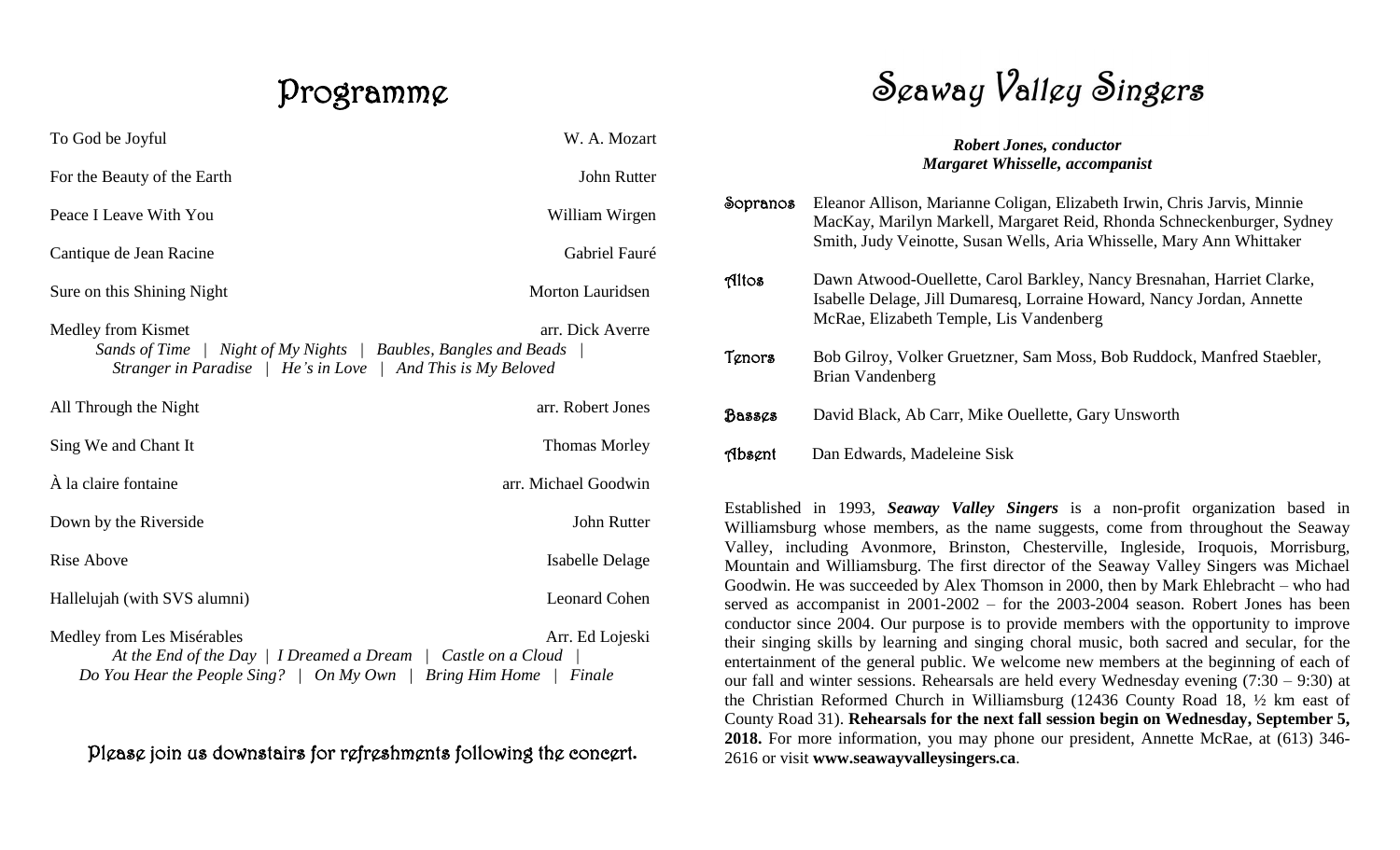# Programme

| | |
|---|---|
| To God be Joyful | W. A. Mozart |
| For the Beauty of the Earth | John Rutter |
| Peace I Leave With You | William Wirgen |
| Cantique de Jean Racine | Gabriel Fauré |
| Sure on this Shining Night | Morton Lauridsen |
| Medley from Kismet | arr. Dick Averre |
| *Sands of Time \| Night of My Nights \| Baubles, Bangles and Beads \| Stranger in Paradise \| He's in Love \| And This is My Beloved* | |
| All Through the Night | arr. Robert Jones |
| Sing We and Chant It | Thomas Morley |
| À la claire fontaine | arr. Michael Goodwin |
| Down by the Riverside | John Rutter |
| Rise Above | Isabelle Delage |
| Hallelujah (with SVS alumni) | Leonard Cohen |
| Medley from Les Misérables | Arr. Ed Lojeski |
| *At the End of the Day \| I Dreamed a Dream \| Castle on a Cloud \| Do You Hear the People Sing? \| On My Own \| Bring Him Home \| Finale* | |

Please join us downstairs for refreshments following the concert.

# Seaway Valley Singers

***Robert Jones, conductor***
***Margaret Whisselle, accompanist***

**Sopranos** Eleanor Allison, Marianne Coligan, Elizabeth Irwin, Chris Jarvis, Minnie MacKay, Marilyn Markell, Margaret Reid, Rhonda Schneckenburger, Sydney Smith, Judy Veinotte, Susan Wells, Aria Whisselle, Mary Ann Whittaker

**Altos** Dawn Atwood-Ouellette, Carol Barkley, Nancy Bresnahan, Harriet Clarke, Isabelle Delage, Jill Dumaresq, Lorraine Howard, Nancy Jordan, Annette McRae, Elizabeth Temple, Lis Vandenberg

**Tenors** Bob Gilroy, Volker Gruetzner, Sam Moss, Bob Ruddock, Manfred Staebler, Brian Vandenberg

**Basses** David Black, Ab Carr, Mike Ouellette, Gary Unsworth

**Absent** Dan Edwards, Madeleine Sisk

Established in 1993, ***Seaway Valley Singers*** is a non-profit organization based in Williamsburg whose members, as the name suggests, come from throughout the Seaway Valley, including Avonmore, Brinston, Chesterville, Ingleside, Iroquois, Morrisburg, Mountain and Williamsburg. The first director of the Seaway Valley Singers was Michael Goodwin. He was succeeded by Alex Thomson in 2000, then by Mark Ehlebracht – who had served as accompanist in 2001-2002 – for the 2003-2004 season. Robert Jones has been conductor since 2004. Our purpose is to provide members with the opportunity to improve their singing skills by learning and singing choral music, both sacred and secular, for the entertainment of the general public. We welcome new members at the beginning of each of our fall and winter sessions. Rehearsals are held every Wednesday evening (7:30 – 9:30) at the Christian Reformed Church in Williamsburg (12436 County Road 18, ½ km east of County Road 31). **Rehearsals for the next fall session begin on Wednesday, September 5, 2018.** For more information, you may phone our president, Annette McRae, at (613) 346-2616 or visit **www.seawayvalleysingers.ca**.